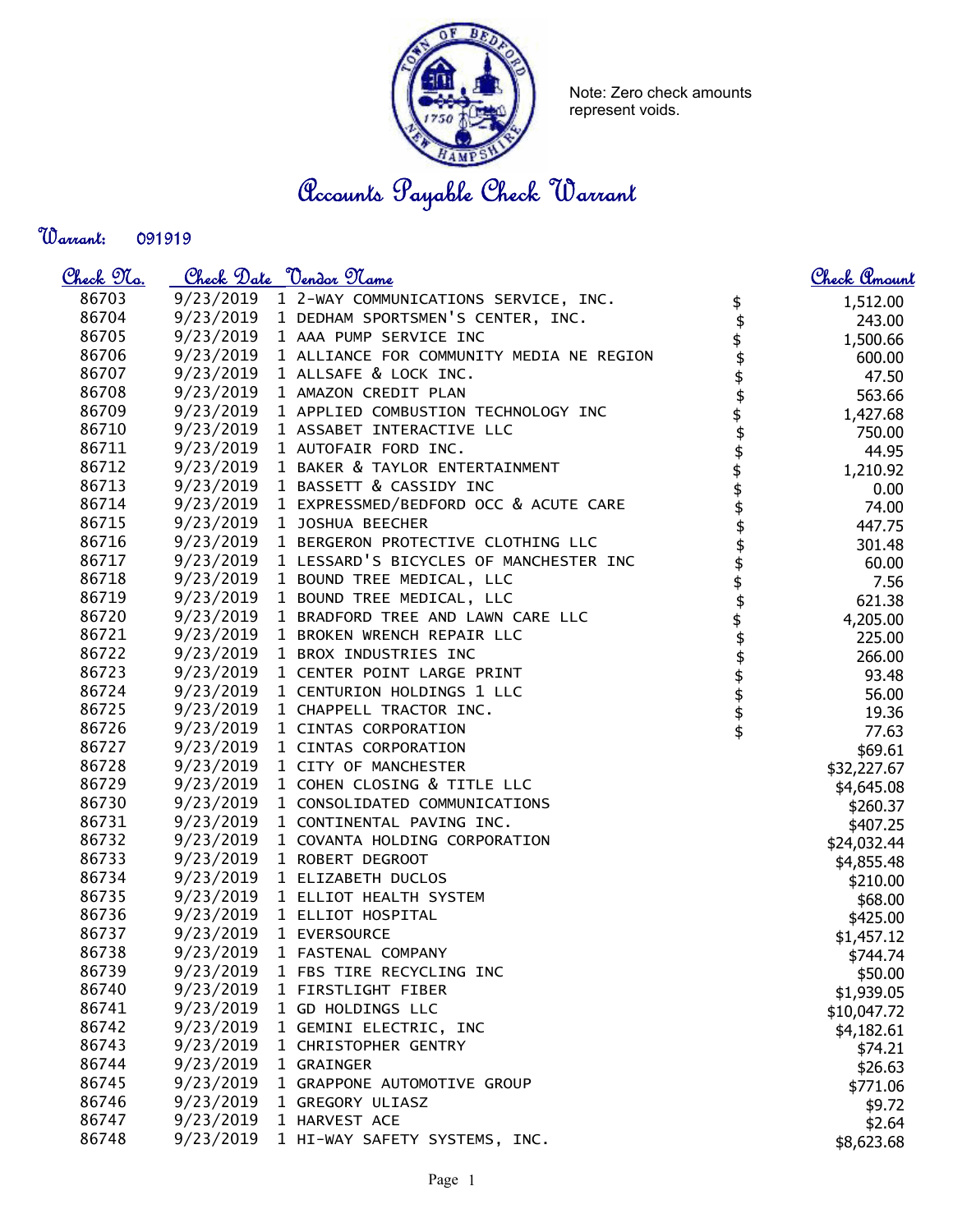Note: Zero check amounts represent voids.

# Accounts Payable Check Warrant

**Warrant:** 091919

| Check No. | Check Date | Vendor Name | | Check Amount |
|---|---|---|---|---|
| 86703 | 9/23/2019 | 1 2-WAY COMMUNICATIONS SERVICE, INC. | $ | 1,512.00 |
| 86704 | 9/23/2019 | 1 DEDHAM SPORTSMEN'S CENTER, INC. | $ | 243.00 |
| 86705 | 9/23/2019 | 1 AAA PUMP SERVICE INC | $ | 1,500.66 |
| 86706 | 9/23/2019 | 1 ALLIANCE FOR COMMUNITY MEDIA NE REGION | $ | 600.00 |
| 86707 | 9/23/2019 | 1 ALLSAFE & LOCK INC. | $ | 47.50 |
| 86708 | 9/23/2019 | 1 AMAZON CREDIT PLAN | $ | 563.66 |
| 86709 | 9/23/2019 | 1 APPLIED COMBUSTION TECHNOLOGY INC | $ | 1,427.68 |
| 86710 | 9/23/2019 | 1 ASSABET INTERACTIVE LLC | $ | 750.00 |
| 86711 | 9/23/2019 | 1 AUTOFAIR FORD INC. | $ | 44.95 |
| 86712 | 9/23/2019 | 1 BAKER & TAYLOR ENTERTAINMENT | $ | 1,210.92 |
| 86713 | 9/23/2019 | 1 BASSETT & CASSIDY INC | $ | 0.00 |
| 86714 | 9/23/2019 | 1 EXPRESSMED/BEDFORD OCC & ACUTE CARE | $ | 74.00 |
| 86715 | 9/23/2019 | 1 JOSHUA BEECHER | $ | 447.75 |
| 86716 | 9/23/2019 | 1 BERGERON PROTECTIVE CLOTHING LLC | $ | 301.48 |
| 86717 | 9/23/2019 | 1 LESSARD'S BICYCLES OF MANCHESTER INC | $ | 60.00 |
| 86718 | 9/23/2019 | 1 BOUND TREE MEDICAL, LLC | $ | 7.56 |
| 86719 | 9/23/2019 | 1 BOUND TREE MEDICAL, LLC | $ | 621.38 |
| 86720 | 9/23/2019 | 1 BRADFORD TREE AND LAWN CARE LLC | $ | 4,205.00 |
| 86721 | 9/23/2019 | 1 BROKEN WRENCH REPAIR LLC | $ | 225.00 |
| 86722 | 9/23/2019 | 1 BROX INDUSTRIES INC | $ | 266.00 |
| 86723 | 9/23/2019 | 1 CENTER POINT LARGE PRINT | $ | 93.48 |
| 86724 | 9/23/2019 | 1 CENTURION HOLDINGS 1 LLC | $ | 56.00 |
| 86725 | 9/23/2019 | 1 CHAPPELL TRACTOR INC. | $ | 19.36 |
| 86726 | 9/23/2019 | 1 CINTAS CORPORATION | $ | 77.63 |
| 86727 | 9/23/2019 | 1 CINTAS CORPORATION | | $69.61 |
| 86728 | 9/23/2019 | 1 CITY OF MANCHESTER | | $32,227.67 |
| 86729 | 9/23/2019 | 1 COHEN CLOSING & TITLE LLC | | $4,645.08 |
| 86730 | 9/23/2019 | 1 CONSOLIDATED COMMUNICATIONS | | $260.37 |
| 86731 | 9/23/2019 | 1 CONTINENTAL PAVING INC. | | $407.25 |
| 86732 | 9/23/2019 | 1 COVANTA HOLDING CORPORATION | | $24,032.44 |
| 86733 | 9/23/2019 | 1 ROBERT DEGROOT | | $4,855.48 |
| 86734 | 9/23/2019 | 1 ELIZABETH DUCLOS | | $210.00 |
| 86735 | 9/23/2019 | 1 ELLIOT HEALTH SYSTEM | | $68.00 |
| 86736 | 9/23/2019 | 1 ELLIOT HOSPITAL | | $425.00 |
| 86737 | 9/23/2019 | 1 EVERSOURCE | | $1,457.12 |
| 86738 | 9/23/2019 | 1 FASTENAL COMPANY | | $744.74 |
| 86739 | 9/23/2019 | 1 FBS TIRE RECYCLING INC | | $50.00 |
| 86740 | 9/23/2019 | 1 FIRSTLIGHT FIBER | | $1,939.05 |
| 86741 | 9/23/2019 | 1 GD HOLDINGS LLC | | $10,047.72 |
| 86742 | 9/23/2019 | 1 GEMINI ELECTRIC, INC | | $4,182.61 |
| 86743 | 9/23/2019 | 1 CHRISTOPHER GENTRY | | $74.21 |
| 86744 | 9/23/2019 | 1 GRAINGER | | $26.63 |
| 86745 | 9/23/2019 | 1 GRAPPONE AUTOMOTIVE GROUP | | $771.06 |
| 86746 | 9/23/2019 | 1 GREGORY ULIASZ | | $9.72 |
| 86747 | 9/23/2019 | 1 HARVEST ACE | | $2.64 |
| 86748 | 9/23/2019 | 1 HI-WAY SAFETY SYSTEMS, INC. | | $8,623.68 |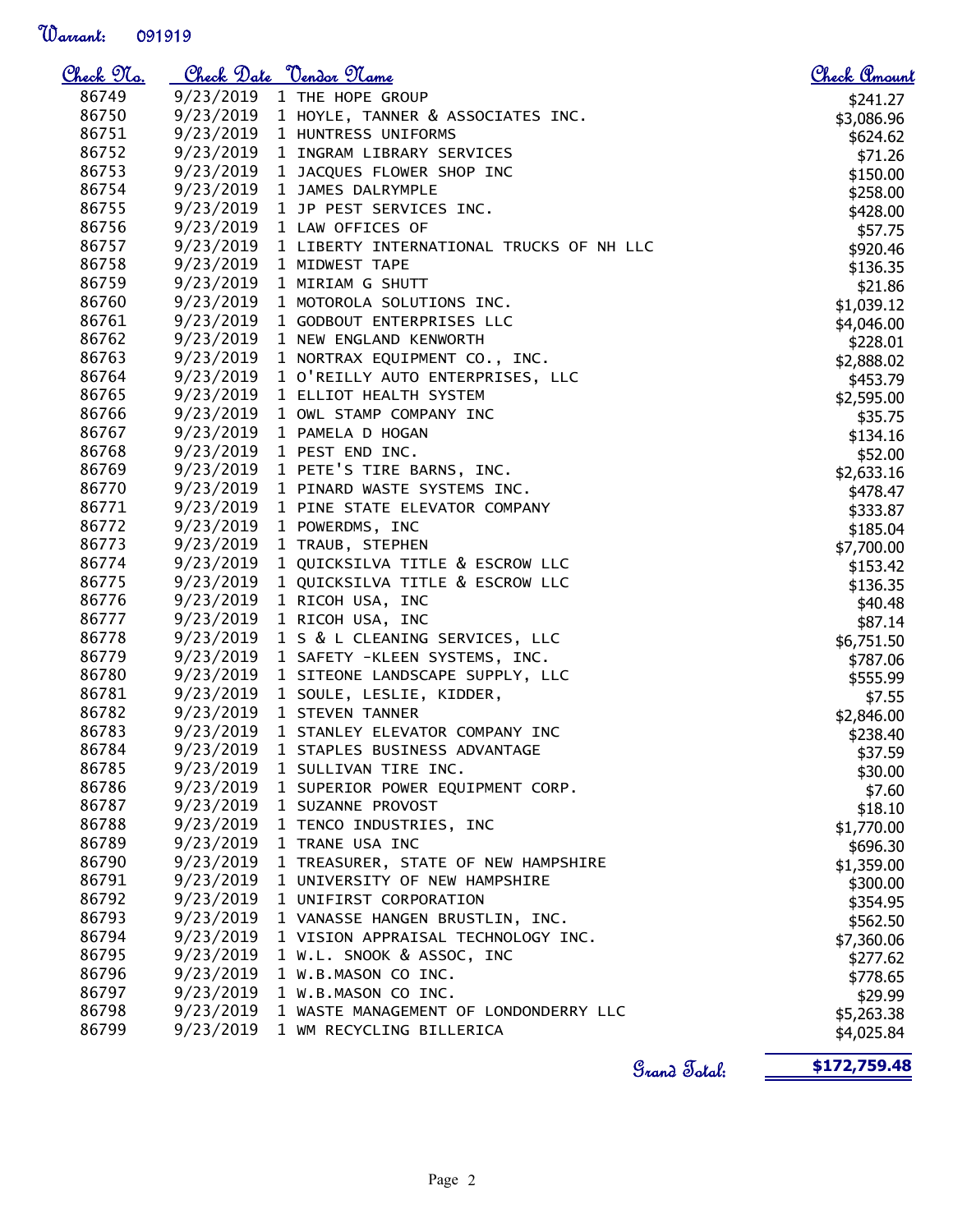Warrant: 091919

| Check No. | Check Date | Vendor Name | Check Amount |
|---|---|---|---|
| 86749 | 9/23/2019 | 1 THE HOPE GROUP | $241.27 |
| 86750 | 9/23/2019 | 1 HOYLE, TANNER & ASSOCIATES INC. | $3,086.96 |
| 86751 | 9/23/2019 | 1 HUNTRESS UNIFORMS | $624.62 |
| 86752 | 9/23/2019 | 1 INGRAM LIBRARY SERVICES | $71.26 |
| 86753 | 9/23/2019 | 1 JACQUES FLOWER SHOP INC | $150.00 |
| 86754 | 9/23/2019 | 1 JAMES DALRYMPLE | $258.00 |
| 86755 | 9/23/2019 | 1 JP PEST SERVICES INC. | $428.00 |
| 86756 | 9/23/2019 | 1 LAW OFFICES OF | $57.75 |
| 86757 | 9/23/2019 | 1 LIBERTY INTERNATIONAL TRUCKS OF NH LLC | $920.46 |
| 86758 | 9/23/2019 | 1 MIDWEST TAPE | $136.35 |
| 86759 | 9/23/2019 | 1 MIRIAM G SHUTT | $21.86 |
| 86760 | 9/23/2019 | 1 MOTOROLA SOLUTIONS INC. | $1,039.12 |
| 86761 | 9/23/2019 | 1 GODBOUT ENTERPRISES LLC | $4,046.00 |
| 86762 | 9/23/2019 | 1 NEW ENGLAND KENWORTH | $228.01 |
| 86763 | 9/23/2019 | 1 NORTRAX EQUIPMENT CO., INC. | $2,888.02 |
| 86764 | 9/23/2019 | 1 O'REILLY AUTO ENTERPRISES, LLC | $453.79 |
| 86765 | 9/23/2019 | 1 ELLIOT HEALTH SYSTEM | $2,595.00 |
| 86766 | 9/23/2019 | 1 OWL STAMP COMPANY INC | $35.75 |
| 86767 | 9/23/2019 | 1 PAMELA D HOGAN | $134.16 |
| 86768 | 9/23/2019 | 1 PEST END INC. | $52.00 |
| 86769 | 9/23/2019 | 1 PETE'S TIRE BARNS, INC. | $2,633.16 |
| 86770 | 9/23/2019 | 1 PINARD WASTE SYSTEMS INC. | $478.47 |
| 86771 | 9/23/2019 | 1 PINE STATE ELEVATOR COMPANY | $333.87 |
| 86772 | 9/23/2019 | 1 POWERDMS, INC | $185.04 |
| 86773 | 9/23/2019 | 1 TRAUB, STEPHEN | $7,700.00 |
| 86774 | 9/23/2019 | 1 QUICKSILVA TITLE & ESCROW LLC | $153.42 |
| 86775 | 9/23/2019 | 1 QUICKSILVA TITLE & ESCROW LLC | $136.35 |
| 86776 | 9/23/2019 | 1 RICOH USA, INC | $40.48 |
| 86777 | 9/23/2019 | 1 RICOH USA, INC | $87.14 |
| 86778 | 9/23/2019 | 1 S & L CLEANING SERVICES, LLC | $6,751.50 |
| 86779 | 9/23/2019 | 1 SAFETY -KLEEN SYSTEMS, INC. | $787.06 |
| 86780 | 9/23/2019 | 1 SITEONE LANDSCAPE SUPPLY, LLC | $555.99 |
| 86781 | 9/23/2019 | 1 SOULE, LESLIE, KIDDER, | $7.55 |
| 86782 | 9/23/2019 | 1 STEVEN TANNER | $2,846.00 |
| 86783 | 9/23/2019 | 1 STANLEY ELEVATOR COMPANY INC | $238.40 |
| 86784 | 9/23/2019 | 1 STAPLES BUSINESS ADVANTAGE | $37.59 |
| 86785 | 9/23/2019 | 1 SULLIVAN TIRE INC. | $30.00 |
| 86786 | 9/23/2019 | 1 SUPERIOR POWER EQUIPMENT CORP. | $7.60 |
| 86787 | 9/23/2019 | 1 SUZANNE PROVOST | $18.10 |
| 86788 | 9/23/2019 | 1 TENCO INDUSTRIES, INC | $1,770.00 |
| 86789 | 9/23/2019 | 1 TRANE USA INC | $696.30 |
| 86790 | 9/23/2019 | 1 TREASURER, STATE OF NEW HAMPSHIRE | $1,359.00 |
| 86791 | 9/23/2019 | 1 UNIVERSITY OF NEW HAMPSHIRE | $300.00 |
| 86792 | 9/23/2019 | 1 UNIFIRST CORPORATION | $354.95 |
| 86793 | 9/23/2019 | 1 VANASSE HANGEN BRUSTLIN, INC. | $562.50 |
| 86794 | 9/23/2019 | 1 VISION APPRAISAL TECHNOLOGY INC. | $7,360.06 |
| 86795 | 9/23/2019 | 1 W.L. SNOOK & ASSOC, INC | $277.62 |
| 86796 | 9/23/2019 | 1 W.B.MASON CO INC. | $778.65 |
| 86797 | 9/23/2019 | 1 W.B.MASON CO INC. | $29.99 |
| 86798 | 9/23/2019 | 1 WASTE MANAGEMENT OF LONDONDERRY LLC | $5,263.38 |
| 86799 | 9/23/2019 | 1 WM RECYCLING BILLERICA | $4,025.84 |
| | | Grand Total: | **$172,759.48** |